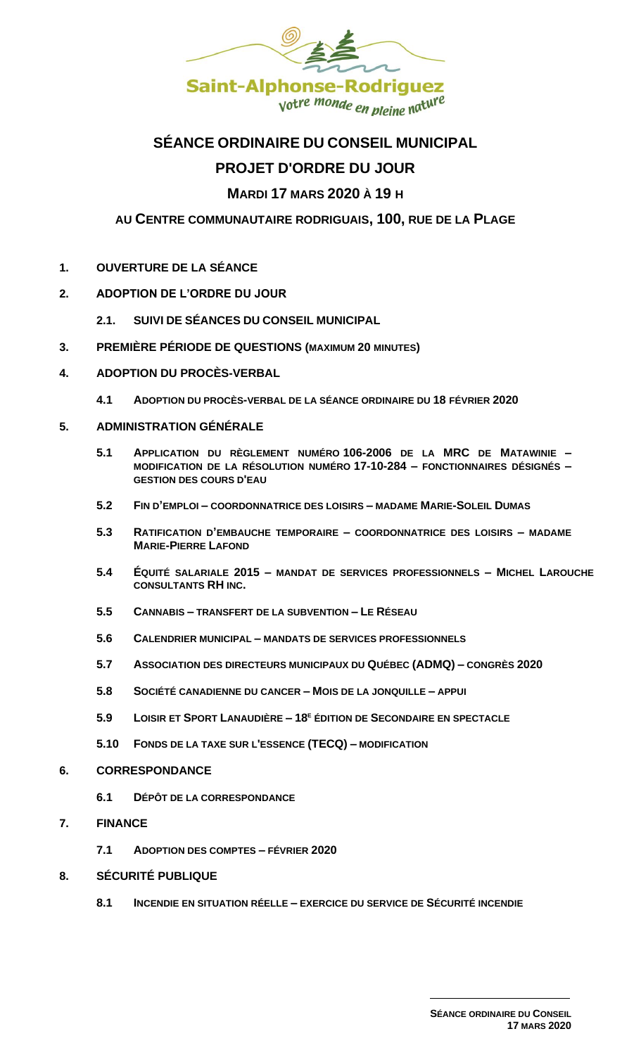Saint-Alphonse-Rodriguez

*votre monde en pleine nature*

# SÉANCE ORDINAIRE DU CONSEIL MUNICIPAL

## PROJET D'ORDRE DU JOUR

### MARDI 17 MARS 2020 À 19 H

### AU CENTRE COMMUNAUTAIRE RODRIGUAIS, 100, RUE DE LA PLAGE

**1. OUVERTURE DE LA SÉANCE**

**2. ADOPTION DE L'ORDRE DU JOUR**

- **2.1. SUIVI DE SÉANCES DU CONSEIL MUNICIPAL**

**3. PREMIÈRE PÉRIODE DE QUESTIONS (MAXIMUM 20 MINUTES)**

**4. ADOPTION DU PROCÈS-VERBAL**

- **4.1 ADOPTION DU PROCÈS-VERBAL DE LA SÉANCE ORDINAIRE DU 18 FÉVRIER 2020**

**5. ADMINISTRATION GÉNÉRALE**

- **5.1 APPLICATION DU RÈGLEMENT NUMÉRO 106-2006 DE LA MRC DE MATAWINIE – MODIFICATION DE LA RÉSOLUTION NUMÉRO 17-10-284 – FONCTIONNAIRES DÉSIGNÉS – GESTION DES COURS D'EAU**
- **5.2 FIN D'EMPLOI – COORDONNATRICE DES LOISIRS – MADAME MARIE-SOLEIL DUMAS**
- **5.3 RATIFICATION D'EMBAUCHE TEMPORAIRE – COORDONNATRICE DES LOISIRS – MADAME MARIE-PIERRE LAFOND**
- **5.4 ÉQUITÉ SALARIALE 2015 – MANDAT DE SERVICES PROFESSIONNELS – MICHEL LAROUCHE CONSULTANTS RH INC.**
- **5.5 CANNABIS – TRANSFERT DE LA SUBVENTION – LE RÉSEAU**
- **5.6 CALENDRIER MUNICIPAL – MANDATS DE SERVICES PROFESSIONNELS**
- **5.7 ASSOCIATION DES DIRECTEURS MUNICIPAUX DU QUÉBEC (ADMQ) – CONGRÈS 2020**
- **5.8 SOCIÉTÉ CANADIENNE DU CANCER – MOIS DE LA JONQUILLE – APPUI**
- **5.9 LOISIR ET SPORT LANAUDIÈRE – 18E ÉDITION DE SECONDAIRE EN SPECTACLE**
- **5.10 FONDS DE LA TAXE SUR L'ESSENCE (TECQ) – MODIFICATION**

**6. CORRESPONDANCE**

- **6.1 DÉPÔT DE LA CORRESPONDANCE**

**7. FINANCE**

- **7.1 ADOPTION DES COMPTES – FÉVRIER 2020**

**8. SÉCURITÉ PUBLIQUE**

- **8.1 INCENDIE EN SITUATION RÉELLE – EXERCICE DU SERVICE DE SÉCURITÉ INCENDIE**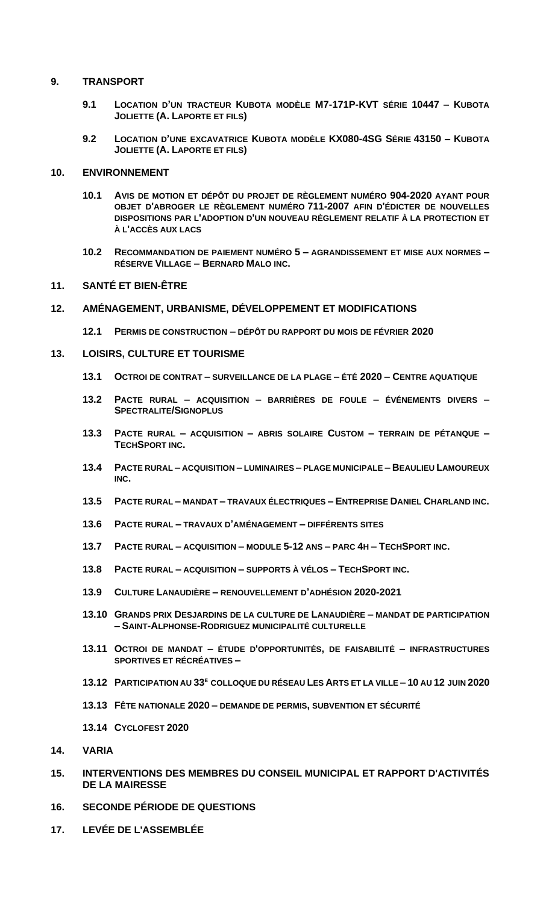**9. TRANSPORT**

**9.1 LOCATION D'UN TRACTEUR KUBOTA MODÈLE M7-171P-KVT SÉRIE 10447 – KUBOTA JOLIETTE (A. LAPORTE ET FILS)**

**9.2 LOCATION D'UNE EXCAVATRICE KUBOTA MODÈLE KX080-4SG SÉRIE 43150 – KUBOTA JOLIETTE (A. LAPORTE ET FILS)**

**10. ENVIRONNEMENT**

**10.1 AVIS DE MOTION ET DÉPÔT DU PROJET DE RÈGLEMENT NUMÉRO 904-2020 AYANT POUR OBJET D'ABROGER LE RÈGLEMENT NUMÉRO 711-2007 AFIN D'ÉDICTER DE NOUVELLES DISPOSITIONS PAR L'ADOPTION D'UN NOUVEAU RÈGLEMENT RELATIF À LA PROTECTION ET À L'ACCÈS AUX LACS**

**10.2 RECOMMANDATION DE PAIEMENT NUMÉRO 5 – AGRANDISSEMENT ET MISE AUX NORMES – RÉSERVE VILLAGE – BERNARD MALO INC.**

**11. SANTÉ ET BIEN-ÊTRE**

**12. AMÉNAGEMENT, URBANISME, DÉVELOPPEMENT ET MODIFICATIONS**

**12.1 PERMIS DE CONSTRUCTION – DÉPÔT DU RAPPORT DU MOIS DE FÉVRIER 2020**

**13. LOISIRS, CULTURE ET TOURISME**

**13.1 OCTROI DE CONTRAT – SURVEILLANCE DE LA PLAGE – ÉTÉ 2020 – CENTRE AQUATIQUE**

**13.2 PACTE RURAL – ACQUISITION – BARRIÈRES DE FOULE – ÉVÉNEMENTS DIVERS – SPECTRALITE/SIGNOPLUS**

**13.3 PACTE RURAL – ACQUISITION – ABRIS SOLAIRE CUSTOM – TERRAIN DE PÉTANQUE – TECHSPORT INC.**

**13.4 PACTE RURAL – ACQUISITION – LUMINAIRES – PLAGE MUNICIPALE – BEAULIEU LAMOUREUX INC.**

**13.5 PACTE RURAL – MANDAT – TRAVAUX ÉLECTRIQUES – ENTREPRISE DANIEL CHARLAND INC.**

**13.6 PACTE RURAL – TRAVAUX D'AMÉNAGEMENT – DIFFÉRENTS SITES**

**13.7 PACTE RURAL – ACQUISITION – MODULE 5-12 ANS – PARC 4H – TECHSPORT INC.**

**13.8 PACTE RURAL – ACQUISITION – SUPPORTS À VÉLOS – TECHSPORT INC.**

**13.9 CULTURE LANAUDIÈRE – RENOUVELLEMENT D'ADHÉSION 2020-2021**

**13.10 GRANDS PRIX DESJARDINS DE LA CULTURE DE LANAUDIÈRE – MANDAT DE PARTICIPATION – SAINT-ALPHONSE-RODRIGUEZ MUNICIPALITÉ CULTURELLE**

**13.11 OCTROI DE MANDAT – ÉTUDE D'OPPORTUNITÉS, DE FAISABILITÉ – INFRASTRUCTURES SPORTIVES ET RÉCRÉATIVES –**

**13.12 PARTICIPATION AU 33E COLLOQUE DU RÉSEAU LES ARTS ET LA VILLE – 10 AU 12 JUIN 2020**

**13.13 FÊTE NATIONALE 2020 – DEMANDE DE PERMIS, SUBVENTION ET SÉCURITÉ**

**13.14 CYCLOFEST 2020**

**14. VARIA**

**15. INTERVENTIONS DES MEMBRES DU CONSEIL MUNICIPAL ET RAPPORT D'ACTIVITÉS DE LA MAIRESSE**

**16. SECONDE PÉRIODE DE QUESTIONS**

**17. LEVÉE DE L'ASSEMBLÉE**